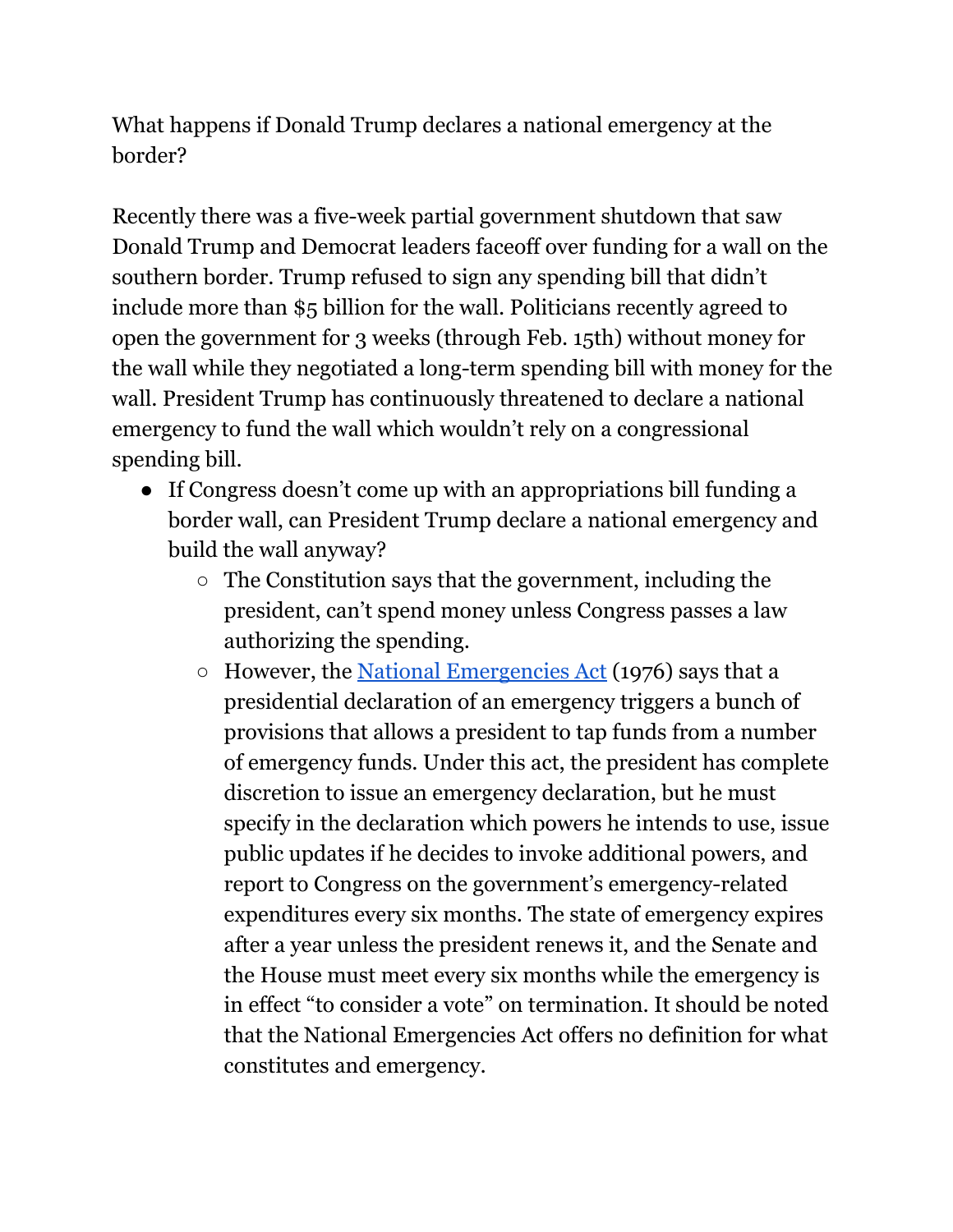What happens if Donald Trump declares a national emergency at the border?

Recently there was a five-week partial government shutdown that saw Donald Trump and Democrat leaders faceoff over funding for a wall on the southern border. Trump refused to sign any spending bill that didn't include more than $5 billion for the wall. Politicians recently agreed to open the government for 3 weeks (through Feb. 15th) without money for the wall while they negotiated a long-term spending bill with money for the wall. President Trump has continuously threatened to declare a national emergency to fund the wall which wouldn't rely on a congressional spending bill.

- If Congress doesn't come up with an appropriations bill funding a border wall, can President Trump declare a national emergency and build the wall anyway?
    - The Constitution says that the government, including the president, can't spend money unless Congress passes a law authorizing the spending.
    - However, the National Emergencies Act (1976) says that a presidential declaration of an emergency triggers a bunch of provisions that allows a president to tap funds from a number of emergency funds. Under this act, the president has complete discretion to issue an emergency declaration, but he must specify in the declaration which powers he intends to use, issue public updates if he decides to invoke additional powers, and report to Congress on the government's emergency-related expenditures every six months. The state of emergency expires after a year unless the president renews it, and the Senate and the House must meet every six months while the emergency is in effect "to consider a vote" on termination. It should be noted that the National Emergencies Act offers no definition for what constitutes and emergency.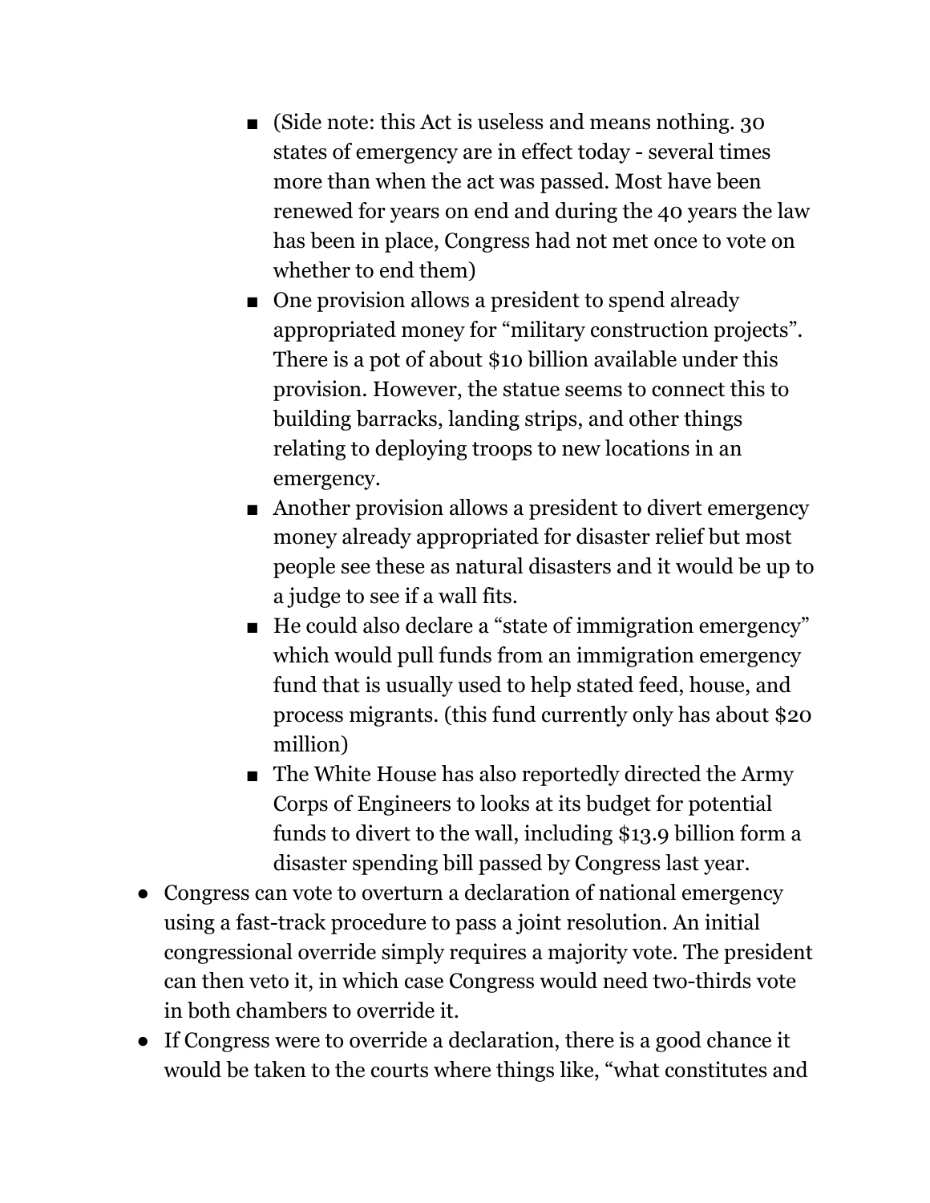- (Side note: this Act is useless and means nothing. 30 states of emergency are in effect today - several times more than when the act was passed. Most have been renewed for years on end and during the 40 years the law has been in place, Congress had not met once to vote on whether to end them)
        - One provision allows a president to spend already appropriated money for "military construction projects". There is a pot of about $10 billion available under this provision. However, the statue seems to connect this to building barracks, landing strips, and other things relating to deploying troops to new locations in an emergency.
        - Another provision allows a president to divert emergency money already appropriated for disaster relief but most people see these as natural disasters and it would be up to a judge to see if a wall fits.
        - He could also declare a "state of immigration emergency" which would pull funds from an immigration emergency fund that is usually used to help stated feed, house, and process migrants. (this fund currently only has about $20 million)
        - The White House has also reportedly directed the Army Corps of Engineers to looks at its budget for potential funds to divert to the wall, including $13.9 billion form a disaster spending bill passed by Congress last year.
- Congress can vote to overturn a declaration of national emergency using a fast-track procedure to pass a joint resolution. An initial congressional override simply requires a majority vote. The president can then veto it, in which case Congress would need two-thirds vote in both chambers to override it.
- If Congress were to override a declaration, there is a good chance it would be taken to the courts where things like, "what constitutes and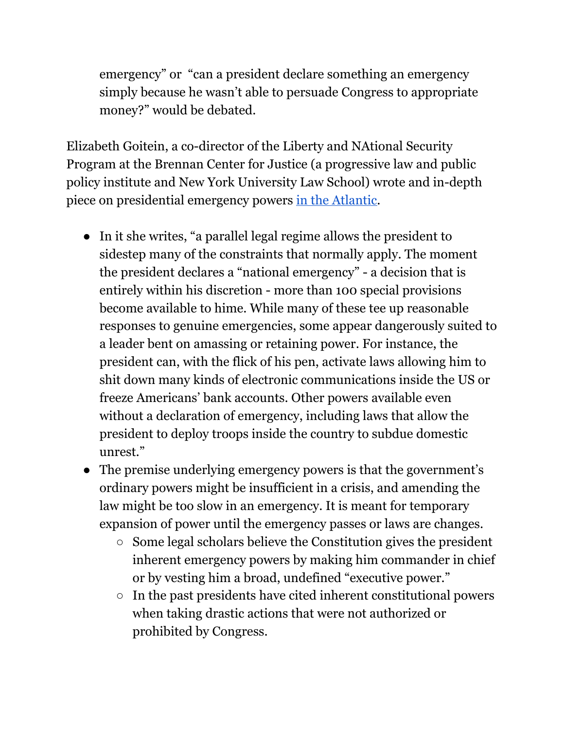emergency" or "can a president declare something an emergency simply because he wasn't able to persuade Congress to appropriate money?" would be debated.

Elizabeth Goitein, a co-director of the Liberty and NAtional Security Program at the Brennan Center for Justice (a progressive law and public policy institute and New York University Law School) wrote and in-depth piece on presidential emergency powers [in the Atlantic](#).

- In it she writes, "a parallel legal regime allows the president to sidestep many of the constraints that normally apply. The moment the president declares a "national emergency" - a decision that is entirely within his discretion - more than 100 special provisions become available to hime. While many of these tee up reasonable responses to genuine emergencies, some appear dangerously suited to a leader bent on amassing or retaining power. For instance, the president can, with the flick of his pen, activate laws allowing him to shit down many kinds of electronic communications inside the US or freeze Americans' bank accounts. Other powers available even without a declaration of emergency, including laws that allow the president to deploy troops inside the country to subdue domestic unrest."
- The premise underlying emergency powers is that the government's ordinary powers might be insufficient in a crisis, and amending the law might be too slow in an emergency. It is meant for temporary expansion of power until the emergency passes or laws are changes.
    - Some legal scholars believe the Constitution gives the president inherent emergency powers by making him commander in chief or by vesting him a broad, undefined "executive power."
    - In the past presidents have cited inherent constitutional powers when taking drastic actions that were not authorized or prohibited by Congress.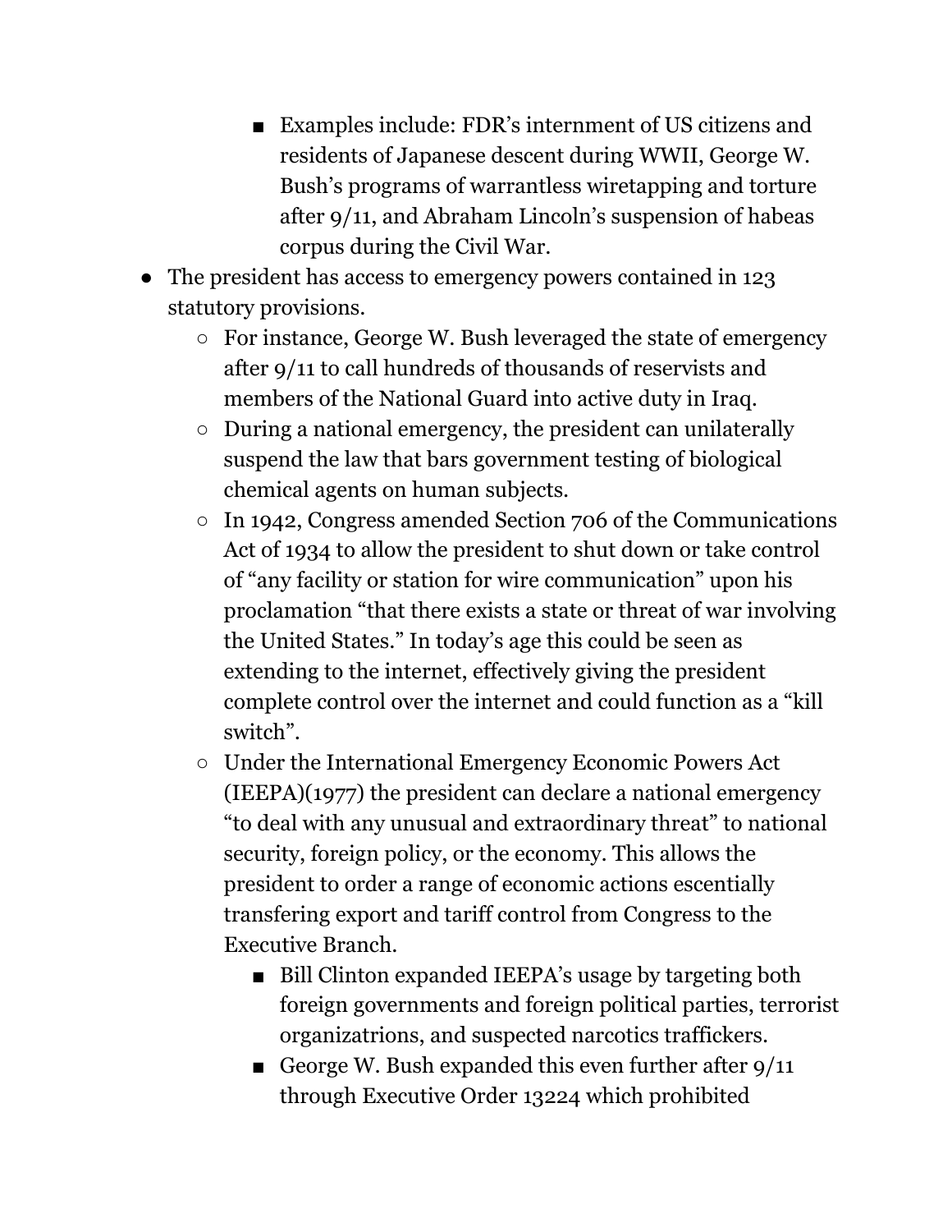- Examples include: FDR's internment of US citizens and residents of Japanese descent during WWII, George W. Bush's programs of warrantless wiretapping and torture after 9/11, and Abraham Lincoln's suspension of habeas corpus during the Civil War.
- The president has access to emergency powers contained in 123 statutory provisions.
    - For instance, George W. Bush leveraged the state of emergency after 9/11 to call hundreds of thousands of reservists and members of the National Guard into active duty in Iraq.
    - During a national emergency, the president can unilaterally suspend the law that bars government testing of biological chemical agents on human subjects.
    - In 1942, Congress amended Section 706 of the Communications Act of 1934 to allow the president to shut down or take control of "any facility or station for wire communication" upon his proclamation "that there exists a state or threat of war involving the United States." In today's age this could be seen as extending to the internet, effectively giving the president complete control over the internet and could function as a "kill switch".
    - Under the International Emergency Economic Powers Act (IEEPA)(1977) the president can declare a national emergency "to deal with any unusual and extraordinary threat" to national security, foreign policy, or the economy. This allows the president to order a range of economic actions escentially transfering export and tariff control from Congress to the Executive Branch.
        - Bill Clinton expanded IEEPA's usage by targeting both foreign governments and foreign political parties, terrorist organizatrions, and suspected narcotics traffickers.
        - George W. Bush expanded this even further after 9/11 through Executive Order 13224 which prohibited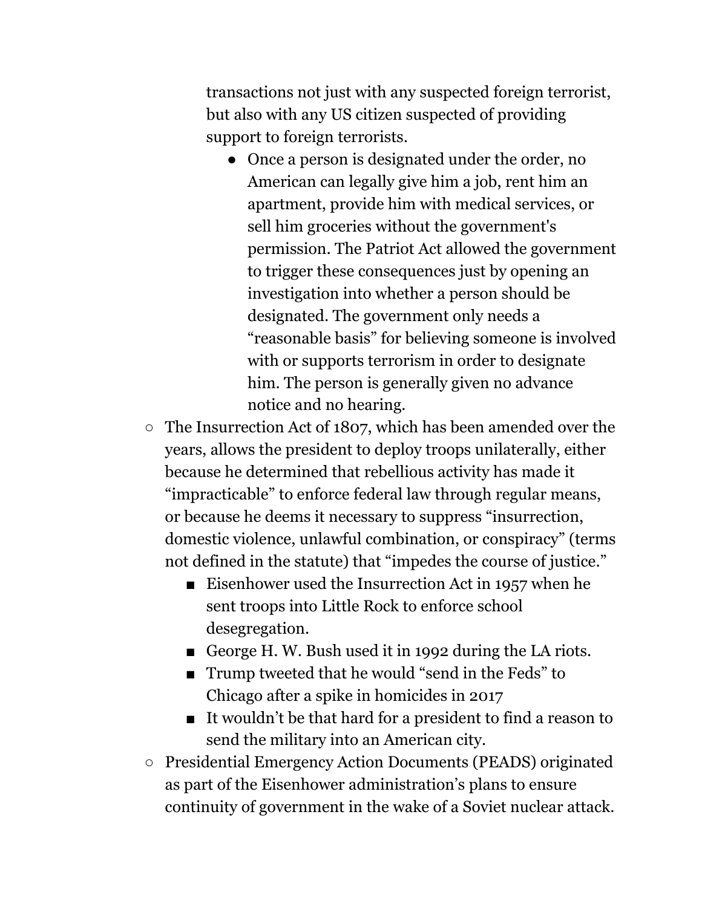transactions not just with any suspected foreign terrorist, but also with any US citizen suspected of providing support to foreign terrorists.

        - Once a person is designated under the order, no American can legally give him a job, rent him an apartment, provide him with medical services, or sell him groceries without the government's permission. The Patriot Act allowed the government to trigger these consequences just by opening an investigation into whether a person should be designated. The government only needs a "reasonable basis" for believing someone is involved with or supports terrorism in order to designate him. The person is generally given no advance notice and no hearing.

    - The Insurrection Act of 1807, which has been amended over the years, allows the president to deploy troops unilaterally, either because he determined that rebellious activity has made it "impracticable" to enforce federal law through regular means, or because he deems it necessary to suppress "insurrection, domestic violence, unlawful combination, or conspiracy" (terms not defined in the statute) that "impedes the course of justice."
        - Eisenhower used the Insurrection Act in 1957 when he sent troops into Little Rock to enforce school desegregation.
        - George H. W. Bush used it in 1992 during the LA riots.
        - Trump tweeted that he would "send in the Feds" to Chicago after a spike in homicides in 2017
        - It wouldn't be that hard for a president to find a reason to send the military into an American city.
    - Presidential Emergency Action Documents (PEADS) originated as part of the Eisenhower administration's plans to ensure continuity of government in the wake of a Soviet nuclear attack.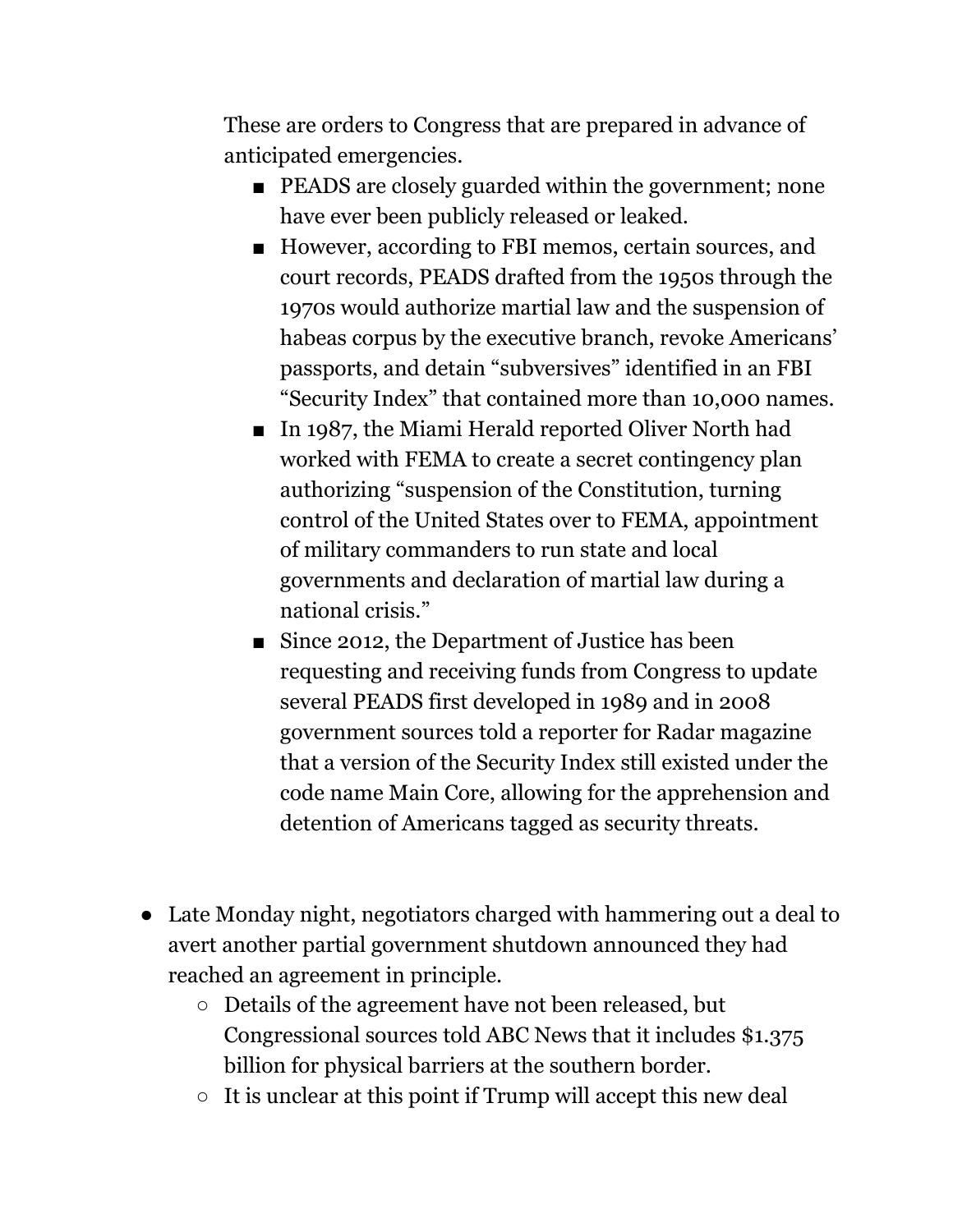These are orders to Congress that are prepared in advance of anticipated emergencies.

        - PEADS are closely guarded within the government; none have ever been publicly released or leaked.
        - However, according to FBI memos, certain sources, and court records, PEADS drafted from the 1950s through the 1970s would authorize martial law and the suspension of habeas corpus by the executive branch, revoke Americans' passports, and detain "subversives" identified in an FBI "Security Index" that contained more than 10,000 names.
        - In 1987, the Miami Herald reported Oliver North had worked with FEMA to create a secret contingency plan authorizing "suspension of the Constitution, turning control of the United States over to FEMA, appointment of military commanders to run state and local governments and declaration of martial law during a national crisis."
        - Since 2012, the Department of Justice has been requesting and receiving funds from Congress to update several PEADS first developed in 1989 and in 2008 government sources told a reporter for Radar magazine that a version of the Security Index still existed under the code name Main Core, allowing for the apprehension and detention of Americans tagged as security threats.

- Late Monday night, negotiators charged with hammering out a deal to avert another partial government shutdown announced they had reached an agreement in principle.
    - Details of the agreement have not been released, but Congressional sources told ABC News that it includes $1.375 billion for physical barriers at the southern border.
    - It is unclear at this point if Trump will accept this new deal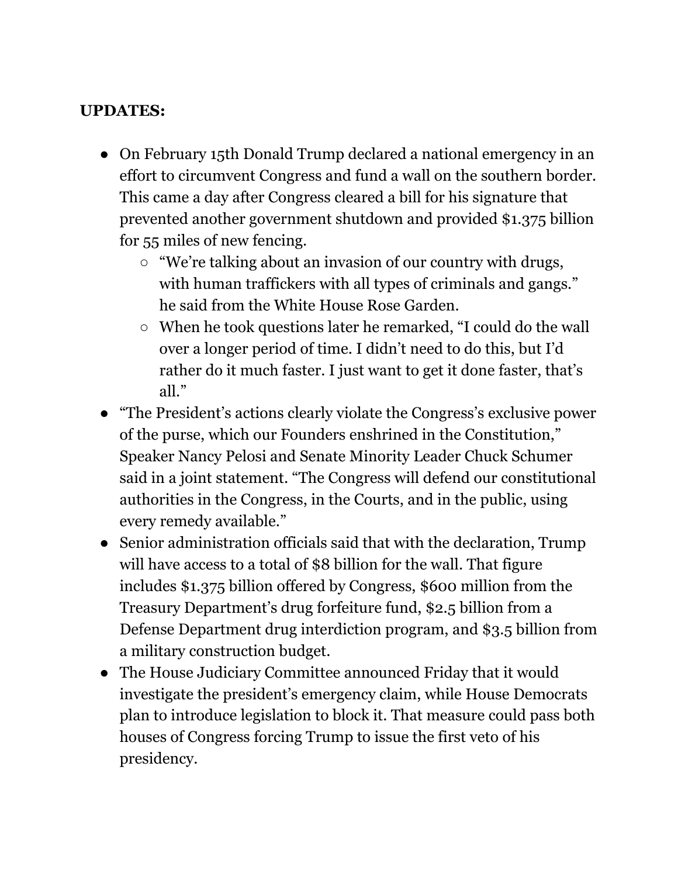**UPDATES:**

- On February 15th Donald Trump declared a national emergency in an effort to circumvent Congress and fund a wall on the southern border. This came a day after Congress cleared a bill for his signature that prevented another government shutdown and provided $1.375 billion for 55 miles of new fencing.
    - "We're talking about an invasion of our country with drugs, with human traffickers with all types of criminals and gangs." he said from the White House Rose Garden.
    - When he took questions later he remarked, "I could do the wall over a longer period of time. I didn't need to do this, but I'd rather do it much faster. I just want to get it done faster, that's all."
- "The President's actions clearly violate the Congress's exclusive power of the purse, which our Founders enshrined in the Constitution," Speaker Nancy Pelosi and Senate Minority Leader Chuck Schumer said in a joint statement. "The Congress will defend our constitutional authorities in the Congress, in the Courts, and in the public, using every remedy available."
- Senior administration officials said that with the declaration, Trump will have access to a total of $8 billion for the wall. That figure includes $1.375 billion offered by Congress, $600 million from the Treasury Department's drug forfeiture fund, $2.5 billion from a Defense Department drug interdiction program, and $3.5 billion from a military construction budget.
- The House Judiciary Committee announced Friday that it would investigate the president's emergency claim, while House Democrats plan to introduce legislation to block it. That measure could pass both houses of Congress forcing Trump to issue the first veto of his presidency.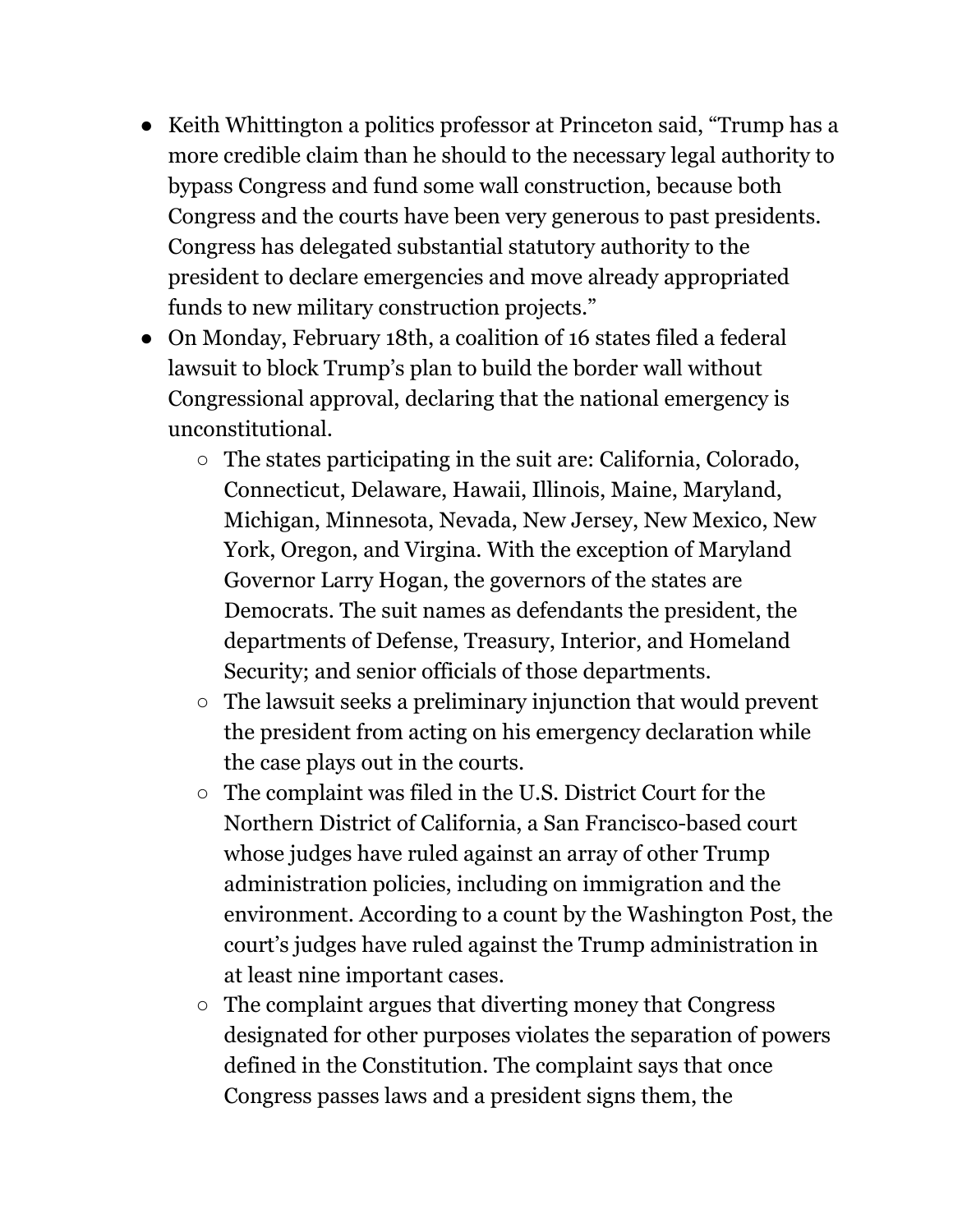- Keith Whittington a politics professor at Princeton said, “Trump has a more credible claim than he should to the necessary legal authority to bypass Congress and fund some wall construction, because both Congress and the courts have been very generous to past presidents. Congress has delegated substantial statutory authority to the president to declare emergencies and move already appropriated funds to new military construction projects.”
- On Monday, February 18th, a coalition of 16 states filed a federal lawsuit to block Trump’s plan to build the border wall without Congressional approval, declaring that the national emergency is unconstitutional.
    - The states participating in the suit are: California, Colorado, Connecticut, Delaware, Hawaii, Illinois, Maine, Maryland, Michigan, Minnesota, Nevada, New Jersey, New Mexico, New York, Oregon, and Virgina. With the exception of Maryland Governor Larry Hogan, the governors of the states are Democrats. The suit names as defendants the president, the departments of Defense, Treasury, Interior, and Homeland Security; and senior officials of those departments.
    - The lawsuit seeks a preliminary injunction that would prevent the president from acting on his emergency declaration while the case plays out in the courts.
    - The complaint was filed in the U.S. District Court for the Northern District of California, a San Francisco-based court whose judges have ruled against an array of other Trump administration policies, including on immigration and the environment. According to a count by the Washington Post, the court’s judges have ruled against the Trump administration in at least nine important cases.
    - The complaint argues that diverting money that Congress designated for other purposes violates the separation of powers defined in the Constitution. The complaint says that once Congress passes laws and a president signs them, the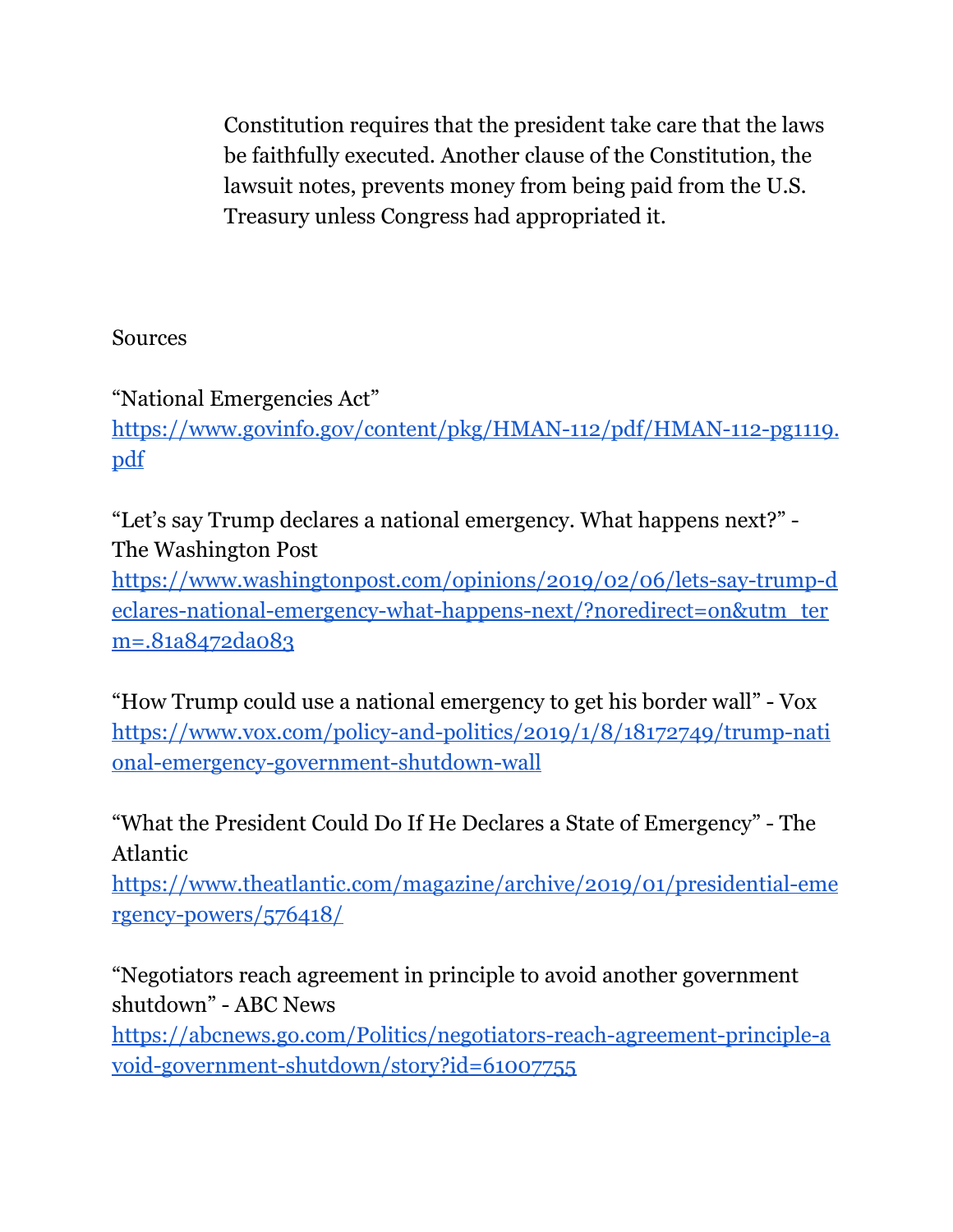> Constitution requires that the president take care that the laws be faithfully executed. Another clause of the Constitution, the lawsuit notes, prevents money from being paid from the U.S. Treasury unless Congress had appropriated it.

Sources

"National Emergencies Act"
https://www.govinfo.gov/content/pkg/HMAN-112/pdf/HMAN-112-pg1119.pdf

"Let's say Trump declares a national emergency. What happens next?" - The Washington Post
https://www.washingtonpost.com/opinions/2019/02/06/lets-say-trump-declares-national-emergency-what-happens-next/?noredirect=on&utm_term=.81a8472da083

"How Trump could use a national emergency to get his border wall" - Vox
https://www.vox.com/policy-and-politics/2019/1/8/18172749/trump-national-emergency-government-shutdown-wall

"What the President Could Do If He Declares a State of Emergency" - The Atlantic
https://www.theatlantic.com/magazine/archive/2019/01/presidential-emergency-powers/576418/

"Negotiators reach agreement in principle to avoid another government shutdown" - ABC News
https://abcnews.go.com/Politics/negotiators-reach-agreement-principle-avoid-government-shutdown/story?id=61007755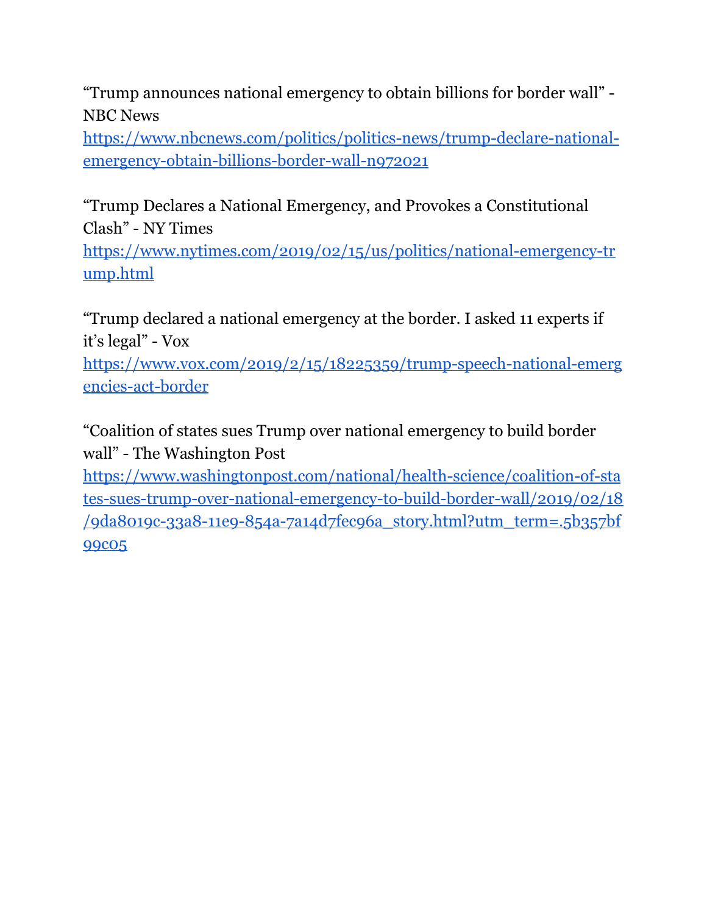“Trump announces national emergency to obtain billions for border wall” - NBC News
https://www.nbcnews.com/politics/politics-news/trump-declare-national-emergency-obtain-billions-border-wall-n972021

“Trump Declares a National Emergency, and Provokes a Constitutional Clash” - NY Times
https://www.nytimes.com/2019/02/15/us/politics/national-emergency-trump.html

“Trump declared a national emergency at the border. I asked 11 experts if it’s legal” - Vox
https://www.vox.com/2019/2/15/18225359/trump-speech-national-emergencies-act-border

“Coalition of states sues Trump over national emergency to build border wall” - The Washington Post
https://www.washingtonpost.com/national/health-science/coalition-of-states-sues-trump-over-national-emergency-to-build-border-wall/2019/02/18/9da8019c-33a8-11e9-854a-7a14d7fec96a_story.html?utm_term=.5b357bf99c05